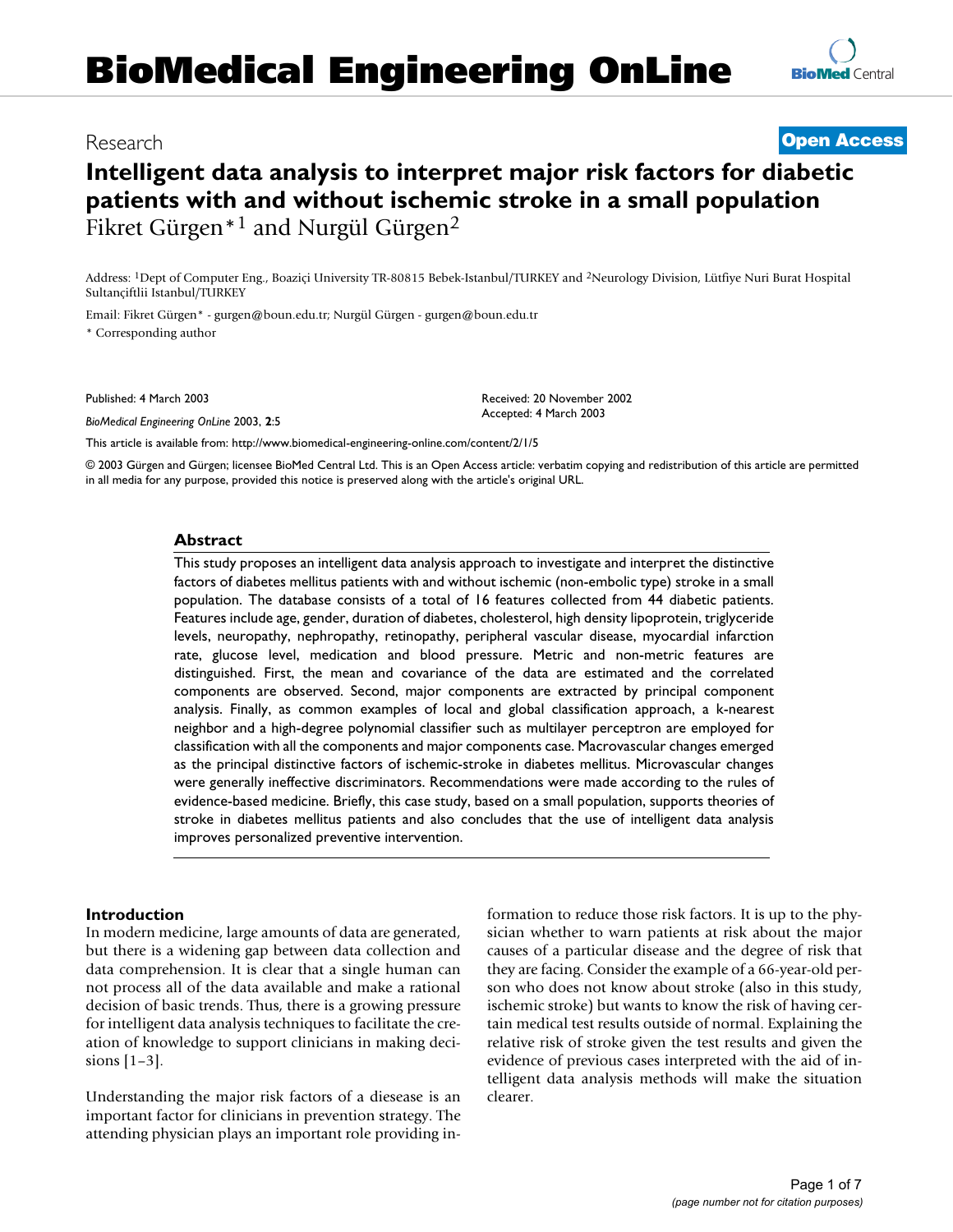# BioMedical Engineering OnLine

Research

**Open Access**

# Intelligent data analysis to interpret major risk factors for diabetic patients with and without ischemic stroke in a small population

Fikret Gürgen*[1] and Nurgül Gürgen[2]

Address: [1]Dept of Computer Eng., Boaziçi University TR-80815 Bebek-Istanbul/TURKEY and [2]Neurology Division, Lütfiye Nuri Burat Hospital Sultançiftlii Istanbul/TURKEY

Email: Fikret Gürgen* - gurgen@boun.edu.tr; Nurgül Gürgen - gurgen@boun.edu.tr

* Corresponding author

Published: 4 March 2003

*BioMedical Engineering OnLine* 2003, **2**:5

Received: 20 November 2002
Accepted: 4 March 2003

This article is available from: http://www.biomedical-engineering-online.com/content/2/1/5

© 2003 Gürgen and Gürgen; licensee BioMed Central Ltd. This is an Open Access article: verbatim copying and redistribution of this article are permitted in all media for any purpose, provided this notice is preserved along with the article's original URL.

## Abstract

This study proposes an intelligent data analysis approach to investigate and interpret the distinctive factors of diabetes mellitus patients with and without ischemic (non-embolic type) stroke in a small population. The database consists of a total of 16 features collected from 44 diabetic patients. Features include age, gender, duration of diabetes, cholesterol, high density lipoprotein, triglyceride levels, neuropathy, nephropathy, retinopathy, peripheral vascular disease, myocardial infarction rate, glucose level, medication and blood pressure. Metric and non-metric features are distinguished. First, the mean and covariance of the data are estimated and the correlated components are observed. Second, major components are extracted by principal component analysis. Finally, as common examples of local and global classification approach, a k-nearest neighbor and a high-degree polynomial classifier such as multilayer perceptron are employed for classification with all the components and major components case. Macrovascular changes emerged as the principal distinctive factors of ischemic-stroke in diabetes mellitus. Microvascular changes were generally ineffective discriminators. Recommendations were made according to the rules of evidence-based medicine. Briefly, this case study, based on a small population, supports theories of stroke in diabetes mellitus patients and also concludes that the use of intelligent data analysis improves personalized preventive intervention.

## Introduction

In modern medicine, large amounts of data are generated, but there is a widening gap between data collection and data comprehension. It is clear that a single human can not process all of the data available and make a rational decision of basic trends. Thus, there is a growing pressure for intelligent data analysis techniques to facilitate the creation of knowledge to support clinicians in making decisions [1–3].

Understanding the major risk factors of a diesease is an important factor for clinicians in prevention strategy. The attending physician plays an important role providing information to reduce those risk factors. It is up to the physician whether to warn patients at risk about the major causes of a particular disease and the degree of risk that they are facing. Consider the example of a 66-year-old person who does not know about stroke (also in this study, ischemic stroke) but wants to know the risk of having certain medical test results outside of normal. Explaining the relative risk of stroke given the test results and given the evidence of previous cases interpreted with the aid of intelligent data analysis methods will make the situation clearer.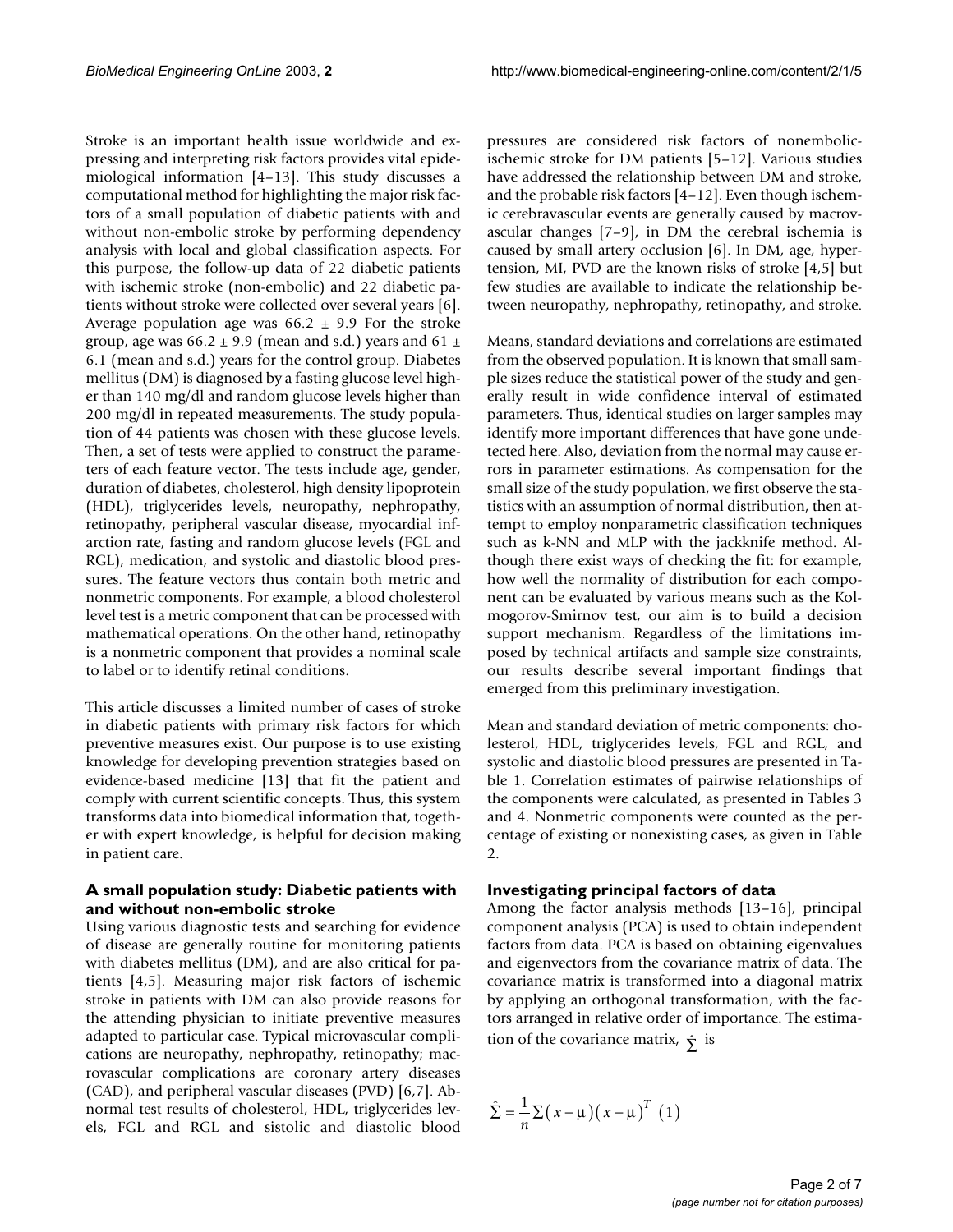Stroke is an important health issue worldwide and expressing and interpreting risk factors provides vital epidemiological information [4–13]. This study discusses a computational method for highlighting the major risk factors of a small population of diabetic patients with and without non-embolic stroke by performing dependency analysis with local and global classification aspects. For this purpose, the follow-up data of 22 diabetic patients with ischemic stroke (non-embolic) and 22 diabetic patients without stroke were collected over several years [6]. Average population age was 66.2 ± 9.9 For the stroke group, age was 66.2 ± 9.9 (mean and s.d.) years and 61 ± 6.1 (mean and s.d.) years for the control group. Diabetes mellitus (DM) is diagnosed by a fasting glucose level higher than 140 mg/dl and random glucose levels higher than 200 mg/dl in repeated measurements. The study population of 44 patients was chosen with these glucose levels. Then, a set of tests were applied to construct the parameters of each feature vector. The tests include age, gender, duration of diabetes, cholesterol, high density lipoprotein (HDL), triglycerides levels, neuropathy, nephropathy, retinopathy, peripheral vascular disease, myocardial infarction rate, fasting and random glucose levels (FGL and RGL), medication, and systolic and diastolic blood pressures. The feature vectors thus contain both metric and nonmetric components. For example, a blood cholesterol level test is a metric component that can be processed with mathematical operations. On the other hand, retinopathy is a nonmetric component that provides a nominal scale to label or to identify retinal conditions.

This article discusses a limited number of cases of stroke in diabetic patients with primary risk factors for which preventive measures exist. Our purpose is to use existing knowledge for developing prevention strategies based on evidence-based medicine [13] that fit the patient and comply with current scientific concepts. Thus, this system transforms data into biomedical information that, together with expert knowledge, is helpful for decision making in patient care.

### A small population study: Diabetic patients with and without non-embolic stroke

Using various diagnostic tests and searching for evidence of disease are generally routine for monitoring patients with diabetes mellitus (DM), and are also critical for patients [4,5]. Measuring major risk factors of ischemic stroke in patients with DM can also provide reasons for the attending physician to initiate preventive measures adapted to particular case. Typical microvascular complications are neuropathy, nephropathy, retinopathy; macrovascular complications are coronary artery diseases (CAD), and peripheral vascular diseases (PVD) [6,7]. Abnormal test results of cholesterol, HDL, triglycerides levels, FGL and RGL and sistolic and diastolic blood pressures are considered risk factors of nonembolic-ischemic stroke for DM patients [5–12]. Various studies have addressed the relationship between DM and stroke, and the probable risk factors [4–12]. Even though ischemic cerebravascular events are generally caused by macrovascular changes [7–9], in DM the cerebral ischemia is caused by small artery occlusion [6]. In DM, age, hypertension, MI, PVD are the known risks of stroke [4,5] but few studies are available to indicate the relationship between neuropathy, nephropathy, retinopathy, and stroke.

Means, standard deviations and correlations are estimated from the observed population. It is known that small sample sizes reduce the statistical power of the study and generally result in wide confidence interval of estimated parameters. Thus, identical studies on larger samples may identify more important differences that have gone undetected here. Also, deviation from the normal may cause errors in parameter estimations. As compensation for the small size of the study population, we first observe the statistics with an assumption of normal distribution, then attempt to employ nonparametric classification techniques such as k-NN and MLP with the jackknife method. Although there exist ways of checking the fit: for example, how well the normality of distribution for each component can be evaluated by various means such as the Kolmogorov-Smirnov test, our aim is to build a decision support mechanism. Regardless of the limitations imposed by technical artifacts and sample size constraints, our results describe several important findings that emerged from this preliminary investigation.

Mean and standard deviation of metric components: cholesterol, HDL, triglycerides levels, FGL and RGL, and systolic and diastolic blood pressures are presented in Table 1. Correlation estimates of pairwise relationships of the components were calculated, as presented in Tables 3 and 4. Nonmetric components were counted as the percentage of existing or nonexisting cases, as given in Table 2.

### Investigating principal factors of data

Among the factor analysis methods [13–16], principal component analysis (PCA) is used to obtain independent factors from data. PCA is based on obtaining eigenvalues and eigenvectors from the covariance matrix of data. The covariance matrix is transformed into a diagonal matrix by applying an orthogonal transformation, with the factors arranged in relative order of importance. The estimation of the covariance matrix, $\hat{\Sigma}$ is

$$\hat{\Sigma} = \frac{1}{n} \sum (x - \mu)(x - \mu)^T \quad (1)$$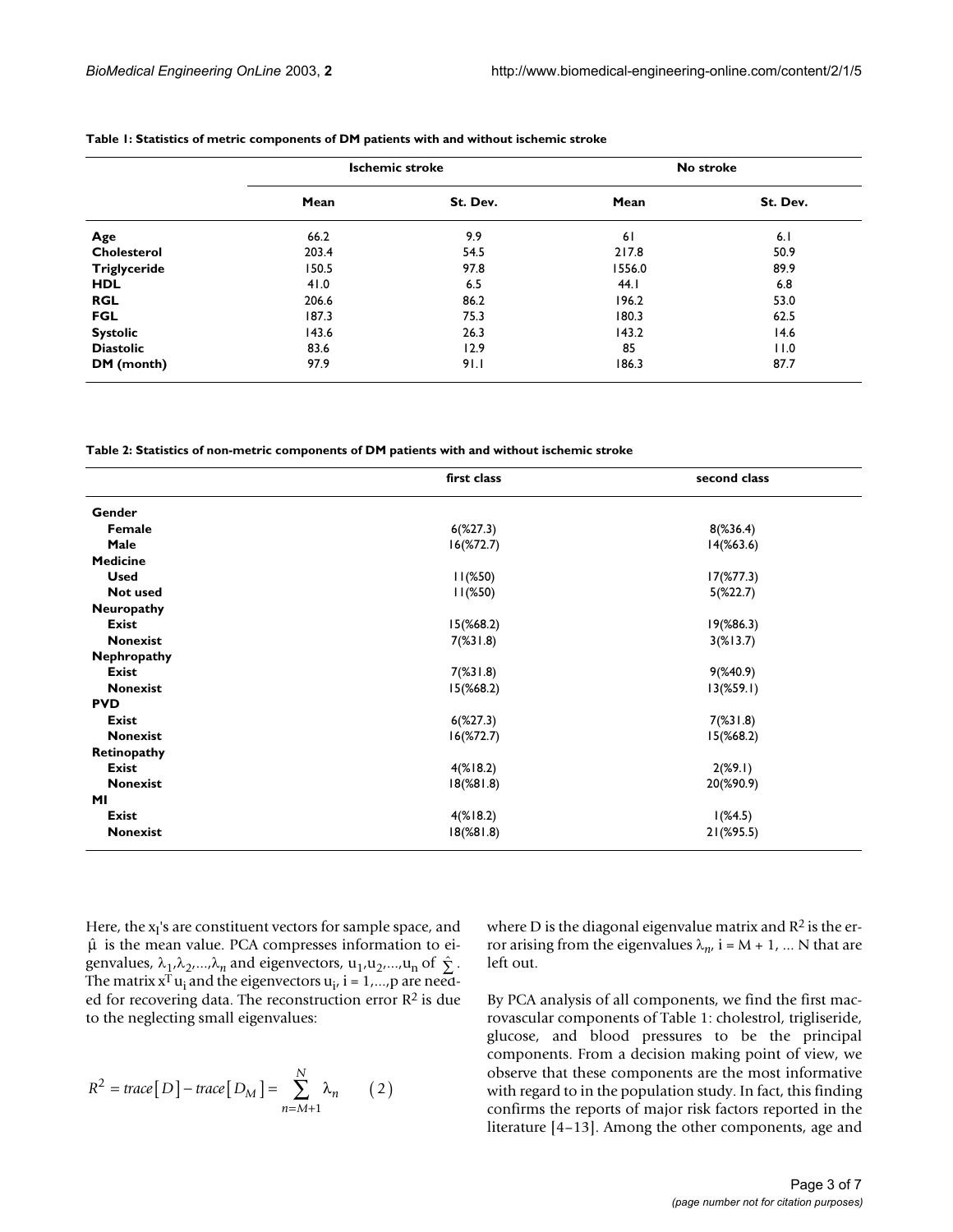**Table 1: Statistics of metric components of DM patients with and without ischemic stroke**

| | Ischemic stroke | | No stroke | |
|---|---|---|---|---|
| | **Mean** | **St. Dev.** | **Mean** | **St. Dev.** |
| **Age** | 66.2 | 9.9 | 61 | 6.1 |
| **Cholesterol** | 203.4 | 54.5 | 217.8 | 50.9 |
| **Triglyceride** | 150.5 | 97.8 | 1556.0 | 89.9 |
| **HDL** | 41.0 | 6.5 | 44.1 | 6.8 |
| **RGL** | 206.6 | 86.2 | 196.2 | 53.0 |
| **FGL** | 187.3 | 75.3 | 180.3 | 62.5 |
| **Systolic** | 143.6 | 26.3 | 143.2 | 14.6 |
| **Diastolic** | 83.6 | 12.9 | 85 | 11.0 |
| **DM (month)** | 97.9 | 91.1 | 186.3 | 87.7 |

**Table 2: Statistics of non-metric components of DM patients with and without ischemic stroke**

| | first class | second class |
|---|---|---|
| **Gender** | | |
| **Female** | 6(%27.3) | 8(%36.4) |
| **Male** | 16(%72.7) | 14(%63.6) |
| **Medicine** | | |
| **Used** | 11(%50) | 17(%77.3) |
| **Not used** | 11(%50) | 5(%22.7) |
| **Neuropathy** | | |
| **Exist** | 15(%68.2) | 19(%86.3) |
| **Nonexist** | 7(%31.8) | 3(%13.7) |
| **Nephropathy** | | |
| **Exist** | 7(%31.8) | 9(%40.9) |
| **Nonexist** | 15(%68.2) | 13(%59.1) |
| **PVD** | | |
| **Exist** | 6(%27.3) | 7(%31.8) |
| **Nonexist** | 16(%72.7) | 15(%68.2) |
| **Retinopathy** | | |
| **Exist** | 4(%18.2) | 2(%9.1) |
| **Nonexist** | 18(%81.8) | 20(%90.9) |
| **MI** | | |
| **Exist** | 4(%18.2) | 1(%4.5) |
| **Nonexist** | 18(%81.8) | 21(%95.5) |

Here, the $x_I$'s are constituent vectors for sample space, and $\hat{\mu}$ is the mean value. PCA compresses information to eigenvalues, $\lambda_1, \lambda_2, ..., \lambda_n$ and eigenvectors, $u_1, u_2, ..., u_n$ of $\hat{\Sigma}$. The matrix $x^T u_i$ and the eigenvectors $u_i$, $i = 1,...,p$ are needed for recovering data. The reconstruction error $R^2$ is due to the neglecting small eigenvalues:

$$R^2 = trace[D] - trace[D_M] = \sum_{n=M+1}^{N} \lambda_n \qquad (2)$$

where D is the diagonal eigenvalue matrix and $R^2$ is the error arising from the eigenvalues $\lambda_n$, $i = M + 1, ... N$ that are left out.

By PCA analysis of all components, we find the first macrovascular components of Table 1: cholestrol, trigliseride, glucose, and blood pressures to be the principal components. From a decision making point of view, we observe that these components are the most informative with regard to in the population study. In fact, this finding confirms the reports of major risk factors reported in the literature [4–13]. Among the other components, age and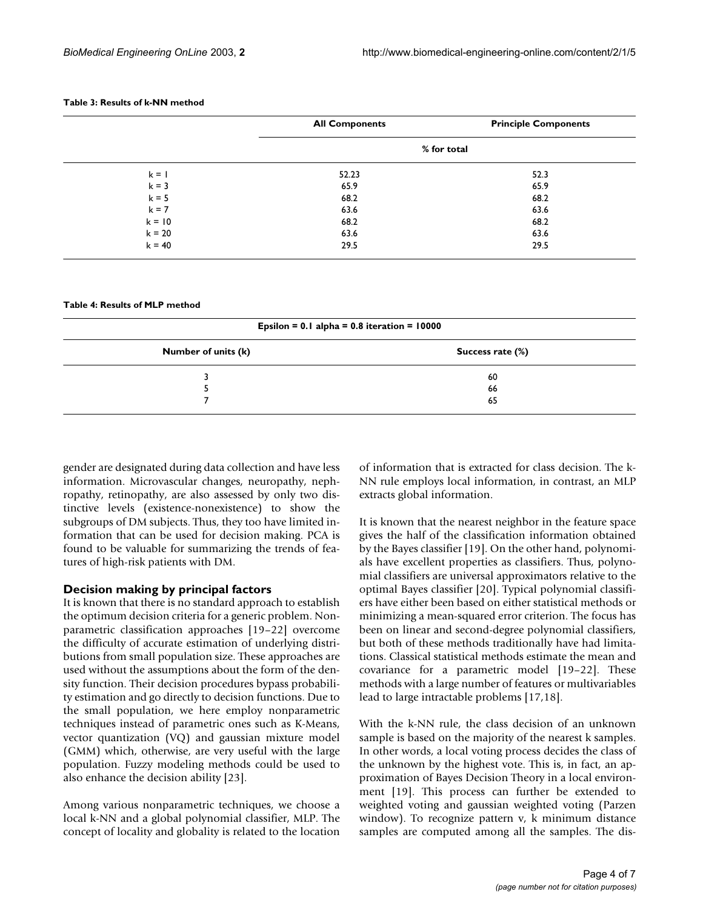**Table 3: Results of k-NN method**

| | All Components | Principle Components |
|---|---|---|
| | % for total | |
| k = 1 | 52.23 | 52.3 |
| k = 3 | 65.9 | 65.9 |
| k = 5 | 68.2 | 68.2 |
| k = 7 | 63.6 | 63.6 |
| k = 10 | 68.2 | 68.2 |
| k = 20 | 63.6 | 63.6 |
| k = 40 | 29.5 | 29.5 |

**Table 4: Results of MLP method**

| Epsilon = 0.1 alpha = 0.8 iteration = 10000 | |
|---|---|
| **Number of units (k)** | **Success rate (%)** |
| 3 | 60 |
| 5 | 66 |
| 7 | 65 |

gender are designated during data collection and have less information. Microvascular changes, neuropathy, nephropathy, retinopathy, are also assessed by only two distinctive levels (existence-nonexistence) to show the subgroups of DM subjects. Thus, they too have limited information that can be used for decision making. PCA is found to be valuable for summarizing the trends of features of high-risk patients with DM.

### Decision making by principal factors

It is known that there is no standard approach to establish the optimum decision criteria for a generic problem. Nonparametric classification approaches [19–22] overcome the difficulty of accurate estimation of underlying distributions from small population size. These approaches are used without the assumptions about the form of the density function. Their decision procedures bypass probability estimation and go directly to decision functions. Due to the small population, we here employ nonparametric techniques instead of parametric ones such as K-Means, vector quantization (VQ) and gaussian mixture model (GMM) which, otherwise, are very useful with the large population. Fuzzy modeling methods could be used to also enhance the decision ability [23].

Among various nonparametric techniques, we choose a local k-NN and a global polynomial classifier, MLP. The concept of locality and globality is related to the location of information that is extracted for class decision. The k-NN rule employs local information, in contrast, an MLP extracts global information.

It is known that the nearest neighbor in the feature space gives the half of the classification information obtained by the Bayes classifier [19]. On the other hand, polynomials have excellent properties as classifiers. Thus, polynomial classifiers are universal approximators relative to the optimal Bayes classifier [20]. Typical polynomial classifiers have either been based on either statistical methods or minimizing a mean-squared error criterion. The focus has been on linear and second-degree polynomial classifiers, but both of these methods traditionally have had limitations. Classical statistical methods estimate the mean and covariance for a parametric model [19–22]. These methods with a large number of features or multivariables lead to large intractable problems [17,18].

With the k-NN rule, the class decision of an unknown sample is based on the majority of the nearest k samples. In other words, a local voting process decides the class of the unknown by the highest vote. This is, in fact, an approximation of Bayes Decision Theory in a local environment [19]. This process can further be extended to weighted voting and gaussian weighted voting (Parzen window). To recognize pattern v, k minimum distance samples are computed among all the samples. The dis-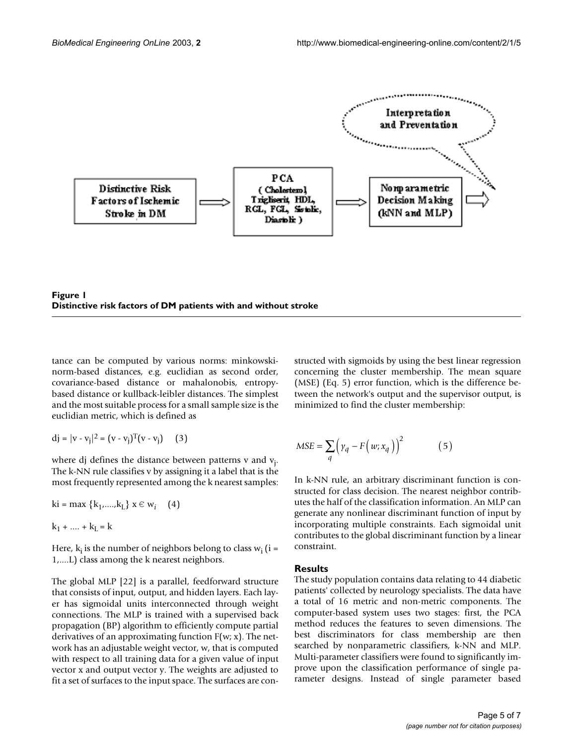**Figure 1**
**Distinctive risk factors of DM patients with and without stroke**

tance can be computed by various norms: minkowski-norm-based distances, e.g. euclidian as second order, covariance-based distance or mahalonobis, entropy-based distance or kullback-leibler distances. The simplest and the most suitable process for a small sample size is the euclidian metric, which is defined as

$$dj = |v - v_j|^2 = (v - v_j)^T(v - v_j) \quad (3)$$

where dj defines the distance between patterns v and $v_j$. The k-NN rule classifies v by assigning it a label that is the most frequently represented among the k nearest samples:

$$ki = \max \{k_1, ...., k_L\} \; x \in w_i \quad (4)$$

$$k_1 + .... + k_L = k$$

Here, $k_i$ is the number of neighbors belong to class $w_i$ (i = 1,....L) class among the k nearest neighbors.

The global MLP [22] is a parallel, feedforward structure that consists of input, output, and hidden layers. Each layer has sigmoidal units interconnected through weight connections. The MLP is trained with a supervised back propagation (BP) algorithm to efficiently compute partial derivatives of an approximating function F(w; x). The network has an adjustable weight vector, w, that is computed with respect to all training data for a given value of input vector x and output vector y. The weights are adjusted to fit a set of surfaces to the input space. The surfaces are constructed with sigmoids by using the best linear regression concerning the cluster membership. The mean square (MSE) (Eq. 5) error function, which is the difference between the network's output and the supervisor output, is minimized to find the cluster membership:

$$MSE = \sum_q \left( y_q - F\left(w; x_q\right)\right)^2 \qquad (5)$$

In k-NN rule, an arbitrary discriminant function is constructed for class decision. The nearest neighbor contributes the half of the classification information. An MLP can generate any nonlinear discriminant function of input by incorporating multiple constraints. Each sigmoidal unit contributes to the global discriminant function by a linear constraint.

## Results

The study population contains data relating to 44 diabetic patients' collected by neurology specialists. The data have a total of 16 metric and non-metric components. The computer-based system uses two stages: first, the PCA method reduces the features to seven dimensions. The best discriminators for class membership are then searched by nonparametric classifiers, k-NN and MLP. Multi-parameter classifiers were found to significantly improve upon the classification performance of single parameter designs. Instead of single parameter based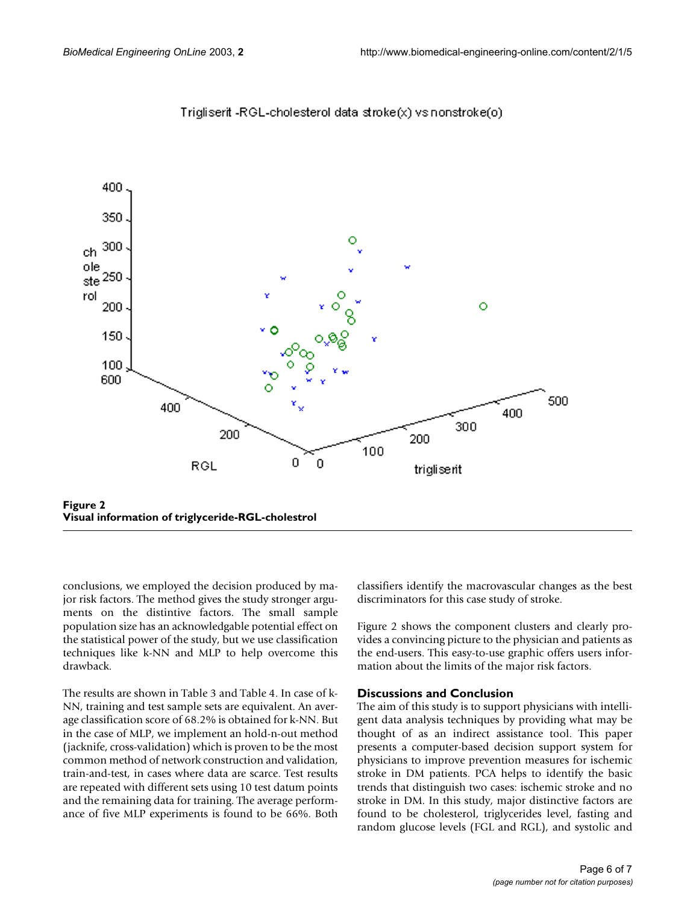**Figure 2**
**Visual information of triglyceride-RGL-cholestrol**

conclusions, we employed the decision produced by major risk factors. The method gives the study stronger arguments on the distintive factors. The small sample population size has an acknowledgable potential effect on the statistical power of the study, but we use classification techniques like k-NN and MLP to help overcome this drawback.

The results are shown in Table 3 and Table 4. In case of k-NN, training and test sample sets are equivalent. An average classification score of 68.2% is obtained for k-NN. But in the case of MLP, we implement an hold-n-out method (jacknife, cross-validation) which is proven to be the most common method of network construction and validation, train-and-test, in cases where data are scarce. Test results are repeated with different sets using 10 test datum points and the remaining data for training. The average performance of five MLP experiments is found to be 66%. Both classifiers identify the macrovascular changes as the best discriminators for this case study of stroke.

Figure 2 shows the component clusters and clearly provides a convincing picture to the physician and patients as the end-users. This easy-to-use graphic offers users information about the limits of the major risk factors.

## Discussions and Conclusion

The aim of this study is to support physicians with intelligent data analysis techniques by providing what may be thought of as an indirect assistance tool. This paper presents a computer-based decision support system for physicians to improve prevention measures for ischemic stroke in DM patients. PCA helps to identify the basic trends that distinguish two cases: ischemic stroke and no stroke in DM. In this study, major distinctive factors are found to be cholesterol, triglycerides level, fasting and random glucose levels (FGL and RGL), and systolic and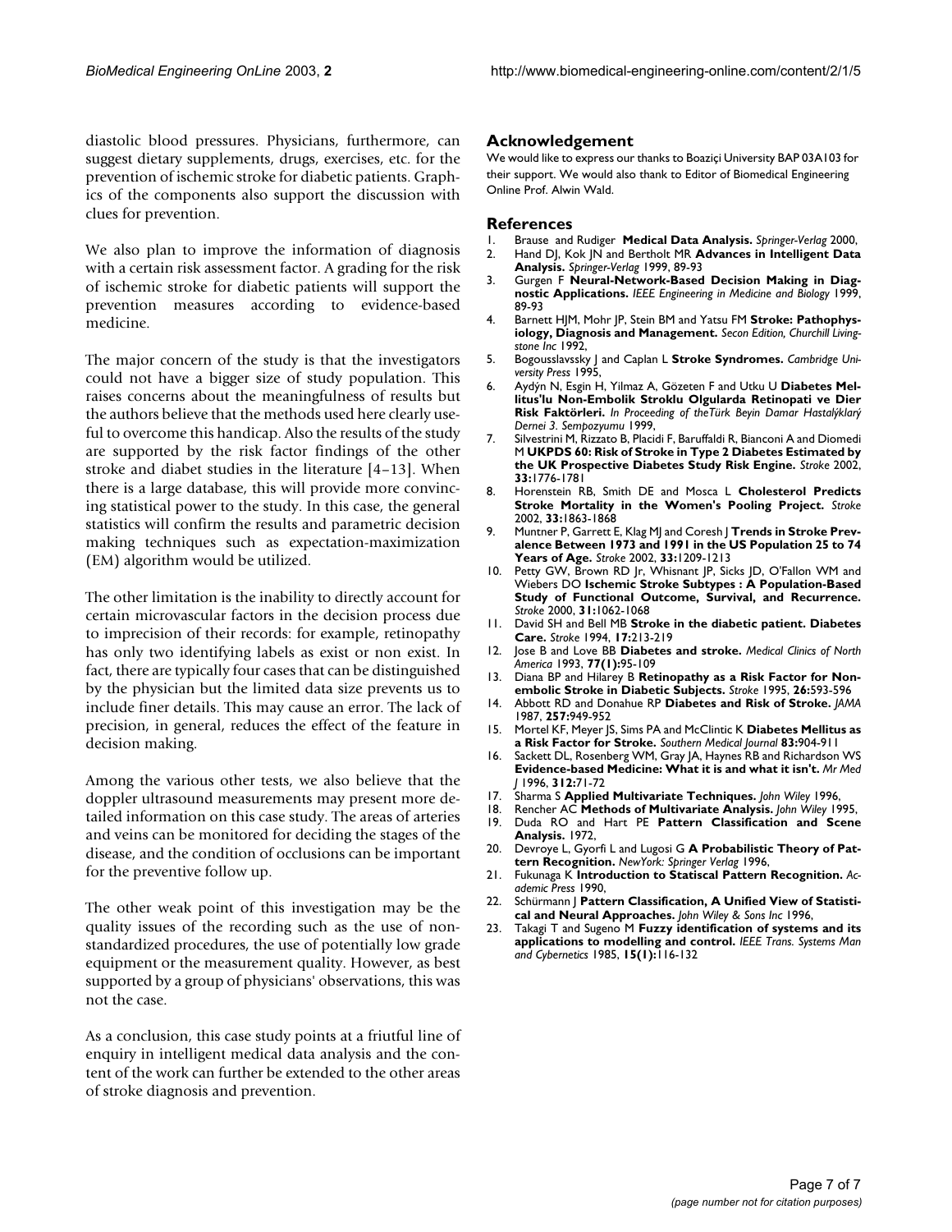diastolic blood pressures. Physicians, furthermore, can suggest dietary supplements, drugs, exercises, etc. for the prevention of ischemic stroke for diabetic patients. Graphics of the components also support the discussion with clues for prevention.

We also plan to improve the information of diagnosis with a certain risk assessment factor. A grading for the risk of ischemic stroke for diabetic patients will support the prevention measures according to evidence-based medicine.

The major concern of the study is that the investigators could not have a bigger size of study population. This raises concerns about the meaningfulness of results but the authors believe that the methods used here clearly useful to overcome this handicap. Also the results of the study are supported by the risk factor findings of the other stroke and diabet studies in the literature [4–13]. When there is a large database, this will provide more convincing statistical power to the study. In this case, the general statistics will confirm the results and parametric decision making techniques such as expectation-maximization (EM) algorithm would be utilized.

The other limitation is the inability to directly account for certain microvascular factors in the decision process due to imprecision of their records: for example, retinopathy has only two identifying labels as exist or non exist. In fact, there are typically four cases that can be distinguished by the physician but the limited data size prevents us to include finer details. This may cause an error. The lack of precision, in general, reduces the effect of the feature in decision making.

Among the various other tests, we also believe that the doppler ultrasound measurements may present more detailed information on this case study. The areas of arteries and veins can be monitored for deciding the stages of the disease, and the condition of occlusions can be important for the preventive follow up.

The other weak point of this investigation may be the quality issues of the recording such as the use of non-standardized procedures, the use of potentially low grade equipment or the measurement quality. However, as best supported by a group of physicians' observations, this was not the case.

As a conclusion, this case study points at a friutful line of enquiry in intelligent medical data analysis and the content of the work can further be extended to the other areas of stroke diagnosis and prevention.

## Acknowledgement

We would like to express our thanks to Boaziçi University BAP 03A103 for their support. We would also thank to Editor of Biomedical Engineering Online Prof. Alwin Wald.

## References

1. Brause and Rudiger **Medical Data Analysis.** *Springer-Verlag* 2000,
2. Hand DJ, Kok JN and Bertholt MR **Advances in Intelligent Data Analysis.** *Springer-Verlag* 1999, 89-93
3. Gurgen F **Neural-Network-Based Decision Making in Diagnostic Applications.** *IEEE Engineering in Medicine and Biology* 1999, 89-93
4. Barnett HJM, Mohr JP, Stein BM and Yatsu FM **Stroke: Pathophysiology, Diagnosis and Management.** *Secon Edition, Churchill Livingstone Inc* 1992,
5. Bogousslavsky J and Caplan L **Stroke Syndromes.** *Cambridge University Press* 1995,
6. Aydýn N, Esgin H, Yilmaz A, Gözeten F and Utku U **Diabetes Mellitus'lu Non-Embolik Stroklu Olgularda Retinopati ve Dier Risk Faktörleri.** *In Proceeding of theTürk Beyin Damar Hastalýklarý Dernei 3. Sempozyumu* 1999,
7. Silvestrini M, Rizzato B, Placidi F, Baruffaldi R, Bianconi A and Diomedi M **UKPDS 60: Risk of Stroke in Type 2 Diabetes Estimated by the UK Prospective Diabetes Study Risk Engine.** *Stroke* 2002, **33:**1776-1781
8. Horenstein RB, Smith DE and Mosca L **Cholesterol Predicts Stroke Mortality in the Women's Pooling Project.** *Stroke* 2002, **33:**1863-1868
9. Muntner P, Garrett E, Klag MJ and Coresh J **Trends in Stroke Prevalence Between 1973 and 1991 in the US Population 25 to 74 Years of Age.** *Stroke* 2002, **33:**1209-1213
10. Petty GW, Brown RD Jr, Whisnant JP, Sicks JD, O'Fallon WM and Wiebers DO **Ischemic Stroke Subtypes : A Population-Based Study of Functional Outcome, Survival, and Recurrence.** *Stroke* 2000, **31:**1062-1068
11. David SH and Bell MB **Stroke in the diabetic patient. Diabetes Care.** *Stroke* 1994, **17:**213-219
12. Jose B and Love BB **Diabetes and stroke.** *Medical Clinics of North America* 1993, **77(1):**95-109
13. Diana BP and Hilarey B **Retinopathy as a Risk Factor for Non-embolic Stroke in Diabetic Subjects.** *Stroke* 1995, **26:**593-596
14. Abbott RD and Donahue RP **Diabetes and Risk of Stroke.** *JAMA* 1987, **257:**949-952
15. Mortel KF, Meyer JS, Sims PA and McClintic K **Diabetes Mellitus as a Risk Factor for Stroke.** *Southern Medical Journal* **83:**904-911
16. Sackett DL, Rosenberg WM, Gray JA, Haynes RB and Richardson WS **Evidence-based Medicine: What it is and what it isn't.** *Mr Med J* 1996, **312:**71-72
17. Sharma S **Applied Multivariate Techniques.** *John Wiley* 1996,
18. Rencher AC **Methods of Multivariate Analysis.** *John Wiley* 1995,
19. Duda RO and Hart PE **Pattern Classification and Scene Analysis.** 1972,
20. Devroye L, Gyorfi L and Lugosi G **A Probabilistic Theory of Pattern Recognition.** *NewYork: Springer Verlag* 1996,
21. Fukunaga K **Introduction to Statiscal Pattern Recognition.** *Academic Press* 1990,
22. Schürmann J **Pattern Classification, A Unified View of Statistical and Neural Approaches.** *John Wiley & Sons Inc* 1996,
23. Takagi T and Sugeno M **Fuzzy identification of systems and its applications to modelling and control.** *IEEE Trans. Systems Man and Cybernetics* 1985, **15(1):**116-132